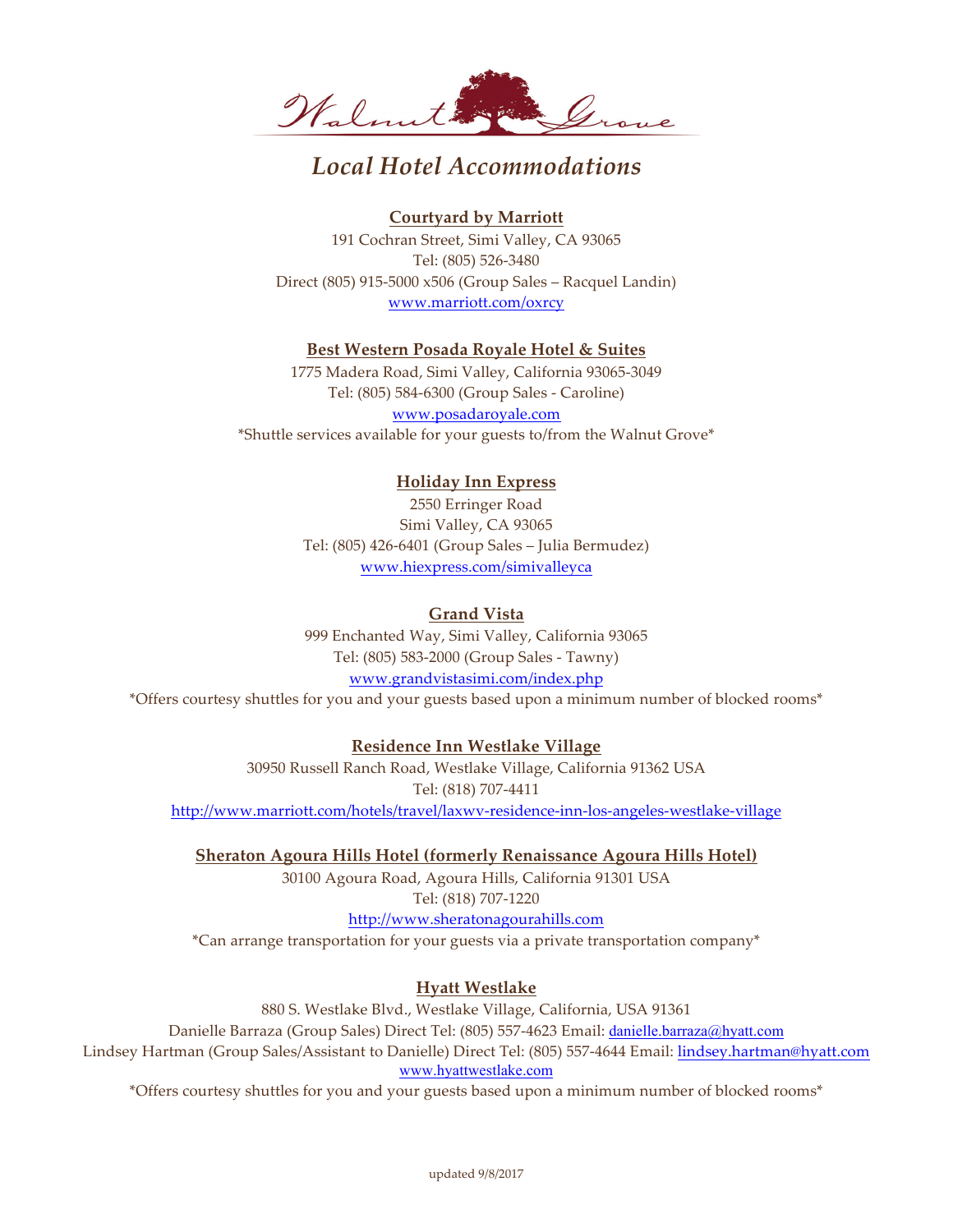# Walnut Grove

## *Local Hotel Accommodations*

**Courtyard by Marriott**

191 Cochran Street, Simi Valley, CA 93065
Tel: (805) 526-3480
Direct (805) 915-5000 x506 (Group Sales – Racquel Landin)
www.marriott.com/oxrcy

**Best Western Posada Royale Hotel & Suites**

1775 Madera Road, Simi Valley, California 93065-3049
Tel: (805) 584-6300 (Group Sales - Caroline)
www.posadaroyale.com
*Shuttle services available for your guests to/from the Walnut Grove*

**Holiday Inn Express**

2550 Erringer Road
Simi Valley, CA 93065
Tel: (805) 426-6401 (Group Sales – Julia Bermudez)
www.hiexpress.com/simivalleyca

**Grand Vista**

999 Enchanted Way, Simi Valley, California 93065
Tel: (805) 583-2000 (Group Sales - Tawny)
www.grandvistasimi.com/index.php
*Offers courtesy shuttles for you and your guests based upon a minimum number of blocked rooms*

**Residence Inn Westlake Village**

30950 Russell Ranch Road, Westlake Village, California 91362 USA
Tel: (818) 707-4411
http://www.marriott.com/hotels/travel/laxwv-residence-inn-los-angeles-westlake-village

**Sheraton Agoura Hills Hotel (formerly Renaissance Agoura Hills Hotel)**

30100 Agoura Road, Agoura Hills, California 91301 USA
Tel: (818) 707-1220
http://www.sheratonagourahills.com
*Can arrange transportation for your guests via a private transportation company*

**Hyatt Westlake**

880 S. Westlake Blvd., Westlake Village, California, USA 91361
Danielle Barraza (Group Sales) Direct Tel: (805) 557-4623 Email: danielle.barraza@hyatt.com
Lindsey Hartman (Group Sales/Assistant to Danielle) Direct Tel: (805) 557-4644 Email: lindsey.hartman@hyatt.com
www.hyattwestlake.com
*Offers courtesy shuttles for you and your guests based upon a minimum number of blocked rooms*

updated 9/8/2017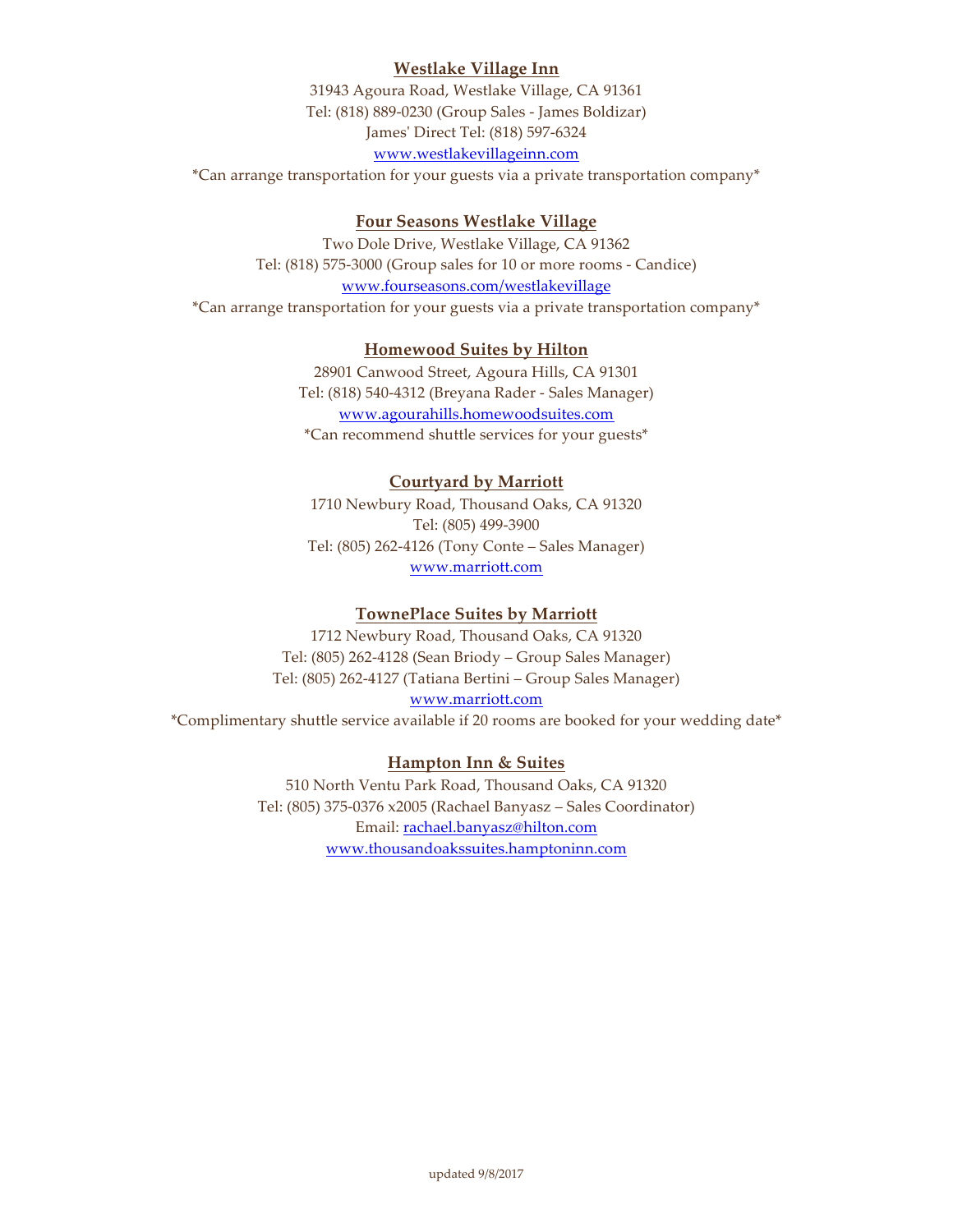## Westlake Village Inn

31943 Agoura Road, Westlake Village, CA 91361
Tel: (818) 889-0230 (Group Sales - James Boldizar)
James' Direct Tel: (818) 597-6324
www.westlakevillageinn.com
*Can arrange transportation for your guests via a private transportation company*

## Four Seasons Westlake Village

Two Dole Drive, Westlake Village, CA 91362
Tel: (818) 575-3000 (Group sales for 10 or more rooms - Candice)
www.fourseasons.com/westlakevillage
*Can arrange transportation for your guests via a private transportation company*

## Homewood Suites by Hilton

28901 Canwood Street, Agoura Hills, CA 91301
Tel: (818) 540-4312 (Breyana Rader - Sales Manager)
www.agourahills.homewoodsuites.com
*Can recommend shuttle services for your guests*

## Courtyard by Marriott

1710 Newbury Road, Thousand Oaks, CA 91320
Tel: (805) 499-3900
Tel: (805) 262-4126 (Tony Conte – Sales Manager)
www.marriott.com

## TownePlace Suites by Marriott

1712 Newbury Road, Thousand Oaks, CA 91320
Tel: (805) 262-4128 (Sean Briody – Group Sales Manager)
Tel: (805) 262-4127 (Tatiana Bertini – Group Sales Manager)
www.marriott.com
*Complimentary shuttle service available if 20 rooms are booked for your wedding date*

## Hampton Inn & Suites

510 North Ventu Park Road, Thousand Oaks, CA 91320
Tel: (805) 375-0376 x2005 (Rachael Banyasz – Sales Coordinator)
Email: rachael.banyasz@hilton.com
www.thousandoakssuites.hamptoninn.com

updated 9/8/2017